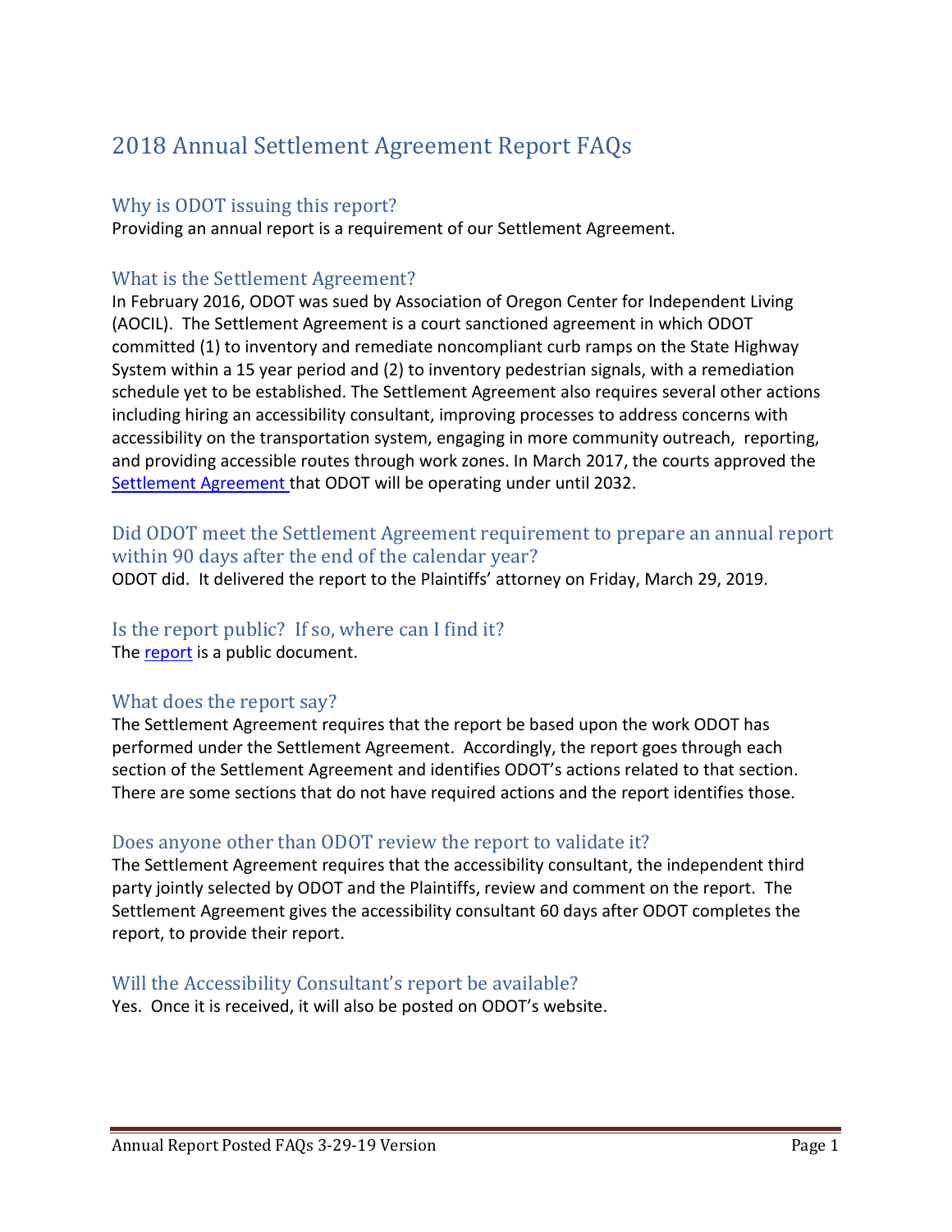# 2018 Annual Settlement Agreement Report FAQs

## Why is ODOT issuing this report?

Providing an annual report is a requirement of our Settlement Agreement.

## What is the Settlement Agreement?

In February 2016, ODOT was sued by Association of Oregon Center for Independent Living (AOCIL). The Settlement Agreement is a court sanctioned agreement in which ODOT committed (1) to inventory and remediate noncompliant curb ramps on the State Highway System within a 15 year period and (2) to inventory pedestrian signals, with a remediation schedule yet to be established. The Settlement Agreement also requires several other actions including hiring an accessibility consultant, improving processes to address concerns with accessibility on the transportation system, engaging in more community outreach, reporting, and providing accessible routes through work zones. In March 2017, the courts approved the Settlement Agreement that ODOT will be operating under until 2032.

## Did ODOT meet the Settlement Agreement requirement to prepare an annual report within 90 days after the end of the calendar year?

ODOT did. It delivered the report to the Plaintiffs' attorney on Friday, March 29, 2019.

## Is the report public? If so, where can I find it?

The report is a public document.

## What does the report say?

The Settlement Agreement requires that the report be based upon the work ODOT has performed under the Settlement Agreement. Accordingly, the report goes through each section of the Settlement Agreement and identifies ODOT's actions related to that section. There are some sections that do not have required actions and the report identifies those.

## Does anyone other than ODOT review the report to validate it?

The Settlement Agreement requires that the accessibility consultant, the independent third party jointly selected by ODOT and the Plaintiffs, review and comment on the report. The Settlement Agreement gives the accessibility consultant 60 days after ODOT completes the report, to provide their report.

## Will the Accessibility Consultant's report be available?

Yes. Once it is received, it will also be posted on ODOT's website.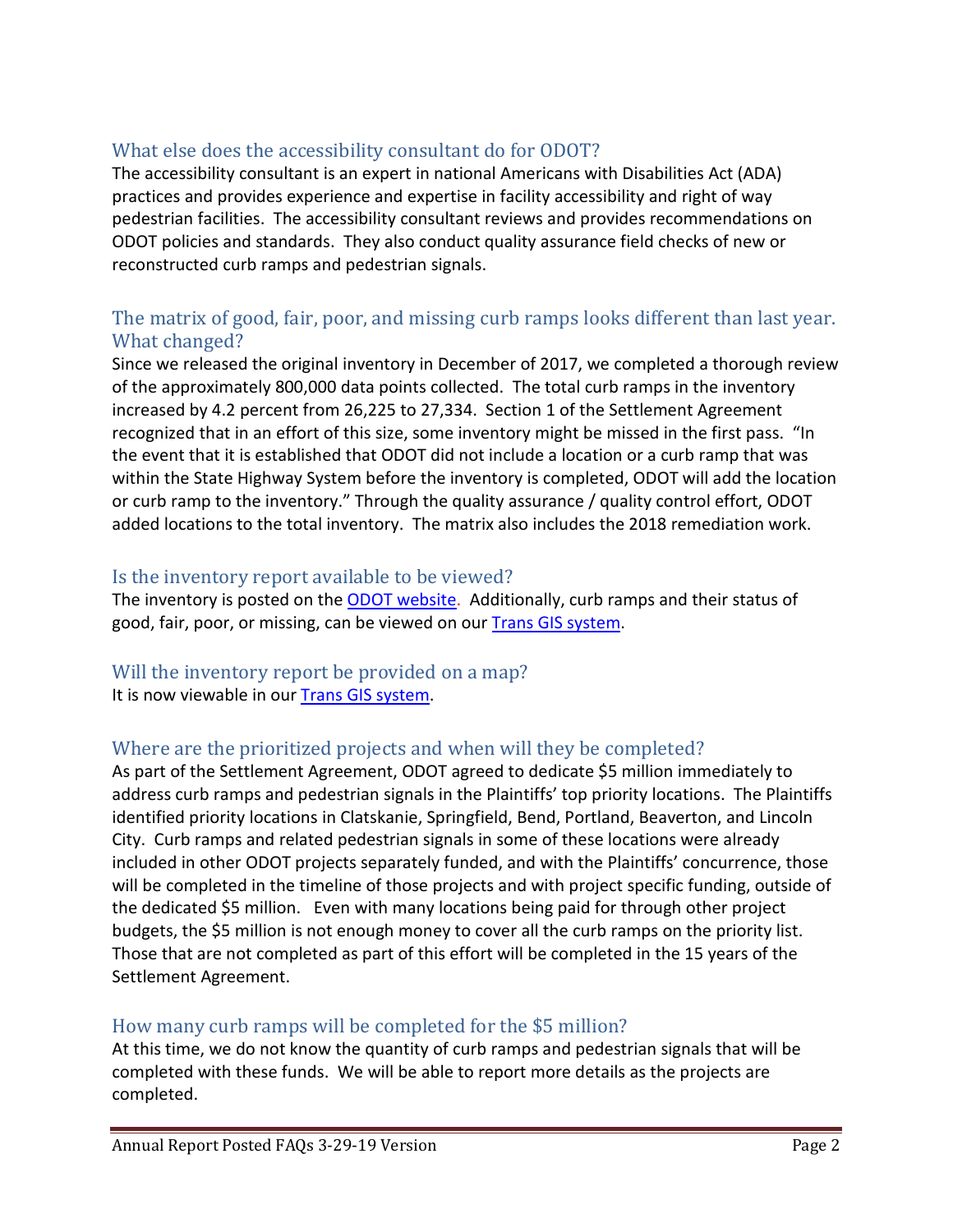## What else does the accessibility consultant do for ODOT?

The accessibility consultant is an expert in national Americans with Disabilities Act (ADA) practices and provides experience and expertise in facility accessibility and right of way pedestrian facilities. The accessibility consultant reviews and provides recommendations on ODOT policies and standards. They also conduct quality assurance field checks of new or reconstructed curb ramps and pedestrian signals.

## The matrix of good, fair, poor, and missing curb ramps looks different than last year. What changed?

Since we released the original inventory in December of 2017, we completed a thorough review of the approximately 800,000 data points collected. The total curb ramps in the inventory increased by 4.2 percent from 26,225 to 27,334. Section 1 of the Settlement Agreement recognized that in an effort of this size, some inventory might be missed in the first pass. "In the event that it is established that ODOT did not include a location or a curb ramp that was within the State Highway System before the inventory is completed, ODOT will add the location or curb ramp to the inventory." Through the quality assurance / quality control effort, ODOT added locations to the total inventory. The matrix also includes the 2018 remediation work.

## Is the inventory report available to be viewed?

The inventory is posted on the [ODOT website](). Additionally, curb ramps and their status of good, fair, poor, or missing, can be viewed on our [Trans GIS system]().

## Will the inventory report be provided on a map?

It is now viewable in our [Trans GIS system]().

## Where are the prioritized projects and when will they be completed?

As part of the Settlement Agreement, ODOT agreed to dedicate $5 million immediately to address curb ramps and pedestrian signals in the Plaintiffs' top priority locations. The Plaintiffs identified priority locations in Clatskanie, Springfield, Bend, Portland, Beaverton, and Lincoln City. Curb ramps and related pedestrian signals in some of these locations were already included in other ODOT projects separately funded, and with the Plaintiffs' concurrence, those will be completed in the timeline of those projects and with project specific funding, outside of the dedicated $5 million. Even with many locations being paid for through other project budgets, the $5 million is not enough money to cover all the curb ramps on the priority list. Those that are not completed as part of this effort will be completed in the 15 years of the Settlement Agreement.

## How many curb ramps will be completed for the $5 million?

At this time, we do not know the quantity of curb ramps and pedestrian signals that will be completed with these funds. We will be able to report more details as the projects are completed.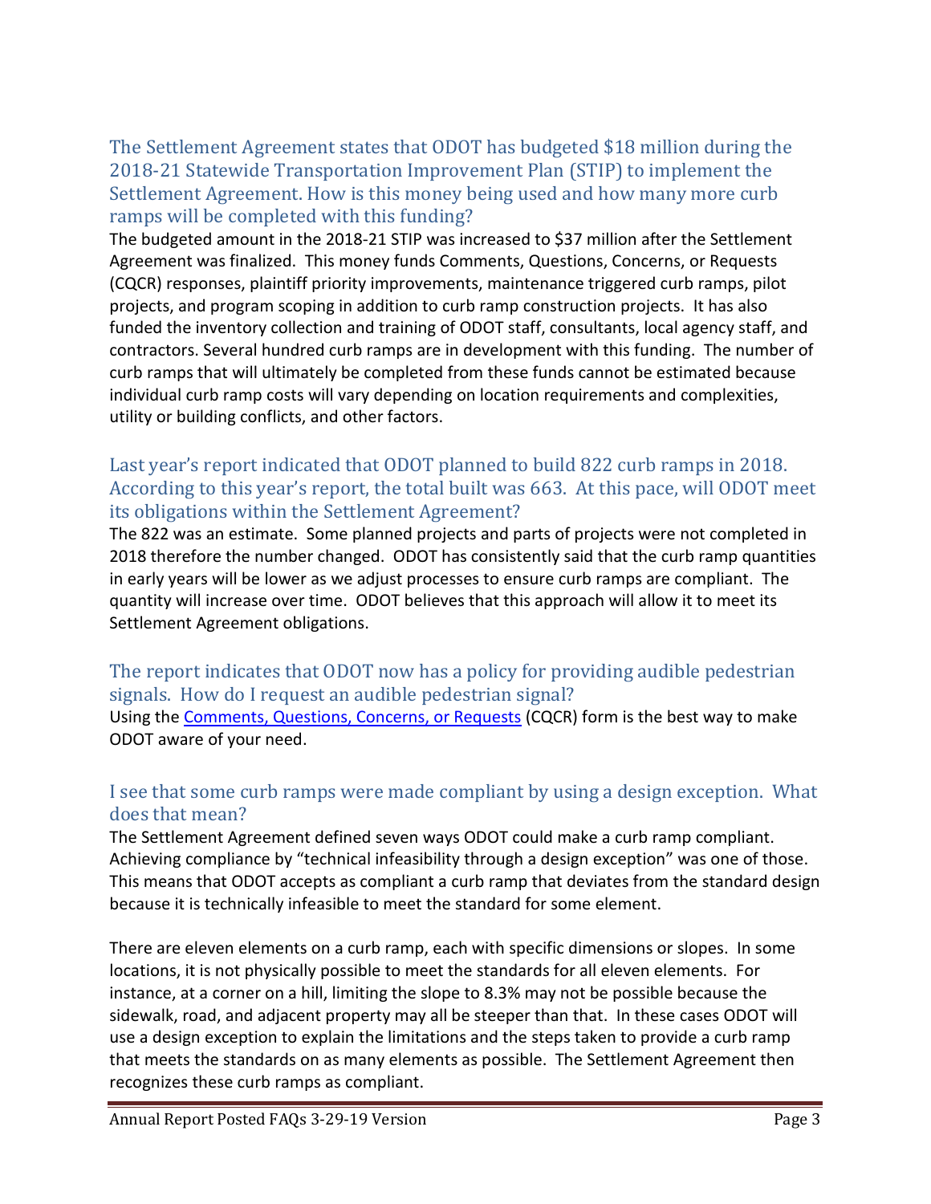## The Settlement Agreement states that ODOT has budgeted $18 million during the 2018-21 Statewide Transportation Improvement Plan (STIP) to implement the Settlement Agreement. How is this money being used and how many more curb ramps will be completed with this funding?

The budgeted amount in the 2018-21 STIP was increased to $37 million after the Settlement Agreement was finalized. This money funds Comments, Questions, Concerns, or Requests (CQCR) responses, plaintiff priority improvements, maintenance triggered curb ramps, pilot projects, and program scoping in addition to curb ramp construction projects. It has also funded the inventory collection and training of ODOT staff, consultants, local agency staff, and contractors. Several hundred curb ramps are in development with this funding. The number of curb ramps that will ultimately be completed from these funds cannot be estimated because individual curb ramp costs will vary depending on location requirements and complexities, utility or building conflicts, and other factors.

## Last year's report indicated that ODOT planned to build 822 curb ramps in 2018. According to this year's report, the total built was 663. At this pace, will ODOT meet its obligations within the Settlement Agreement?

The 822 was an estimate. Some planned projects and parts of projects were not completed in 2018 therefore the number changed. ODOT has consistently said that the curb ramp quantities in early years will be lower as we adjust processes to ensure curb ramps are compliant. The quantity will increase over time. ODOT believes that this approach will allow it to meet its Settlement Agreement obligations.

## The report indicates that ODOT now has a policy for providing audible pedestrian signals. How do I request an audible pedestrian signal?

Using the Comments, Questions, Concerns, or Requests (CQCR) form is the best way to make ODOT aware of your need.

## I see that some curb ramps were made compliant by using a design exception. What does that mean?

The Settlement Agreement defined seven ways ODOT could make a curb ramp compliant. Achieving compliance by "technical infeasibility through a design exception" was one of those. This means that ODOT accepts as compliant a curb ramp that deviates from the standard design because it is technically infeasible to meet the standard for some element.

There are eleven elements on a curb ramp, each with specific dimensions or slopes. In some locations, it is not physically possible to meet the standards for all eleven elements. For instance, at a corner on a hill, limiting the slope to 8.3% may not be possible because the sidewalk, road, and adjacent property may all be steeper than that. In these cases ODOT will use a design exception to explain the limitations and the steps taken to provide a curb ramp that meets the standards on as many elements as possible. The Settlement Agreement then recognizes these curb ramps as compliant.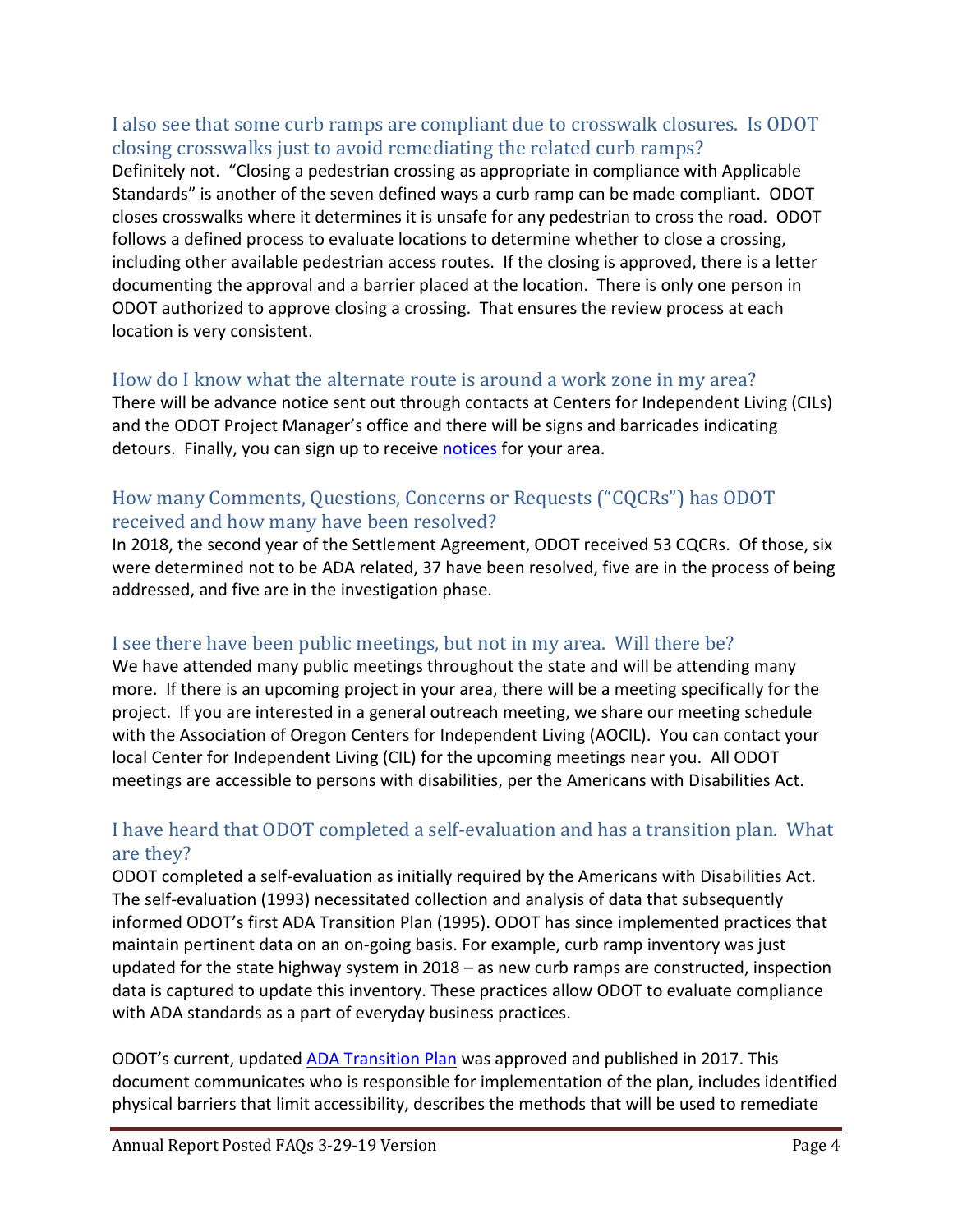## I also see that some curb ramps are compliant due to crosswalk closures. Is ODOT closing crosswalks just to avoid remediating the related curb ramps?

Definitely not. "Closing a pedestrian crossing as appropriate in compliance with Applicable Standards" is another of the seven defined ways a curb ramp can be made compliant. ODOT closes crosswalks where it determines it is unsafe for any pedestrian to cross the road. ODOT follows a defined process to evaluate locations to determine whether to close a crossing, including other available pedestrian access routes. If the closing is approved, there is a letter documenting the approval and a barrier placed at the location. There is only one person in ODOT authorized to approve closing a crossing. That ensures the review process at each location is very consistent.

## How do I know what the alternate route is around a work zone in my area?

There will be advance notice sent out through contacts at Centers for Independent Living (CILs) and the ODOT Project Manager's office and there will be signs and barricades indicating detours. Finally, you can sign up to receive notices for your area.

## How many Comments, Questions, Concerns or Requests ("CQCRs") has ODOT received and how many have been resolved?

In 2018, the second year of the Settlement Agreement, ODOT received 53 CQCRs. Of those, six were determined not to be ADA related, 37 have been resolved, five are in the process of being addressed, and five are in the investigation phase.

## I see there have been public meetings, but not in my area. Will there be?

We have attended many public meetings throughout the state and will be attending many more. If there is an upcoming project in your area, there will be a meeting specifically for the project. If you are interested in a general outreach meeting, we share our meeting schedule with the Association of Oregon Centers for Independent Living (AOCIL). You can contact your local Center for Independent Living (CIL) for the upcoming meetings near you. All ODOT meetings are accessible to persons with disabilities, per the Americans with Disabilities Act.

## I have heard that ODOT completed a self-evaluation and has a transition plan. What are they?

ODOT completed a self-evaluation as initially required by the Americans with Disabilities Act. The self-evaluation (1993) necessitated collection and analysis of data that subsequently informed ODOT's first ADA Transition Plan (1995). ODOT has since implemented practices that maintain pertinent data on an on-going basis. For example, curb ramp inventory was just updated for the state highway system in 2018 – as new curb ramps are constructed, inspection data is captured to update this inventory. These practices allow ODOT to evaluate compliance with ADA standards as a part of everyday business practices.

ODOT's current, updated ADA Transition Plan was approved and published in 2017. This document communicates who is responsible for implementation of the plan, includes identified physical barriers that limit accessibility, describes the methods that will be used to remediate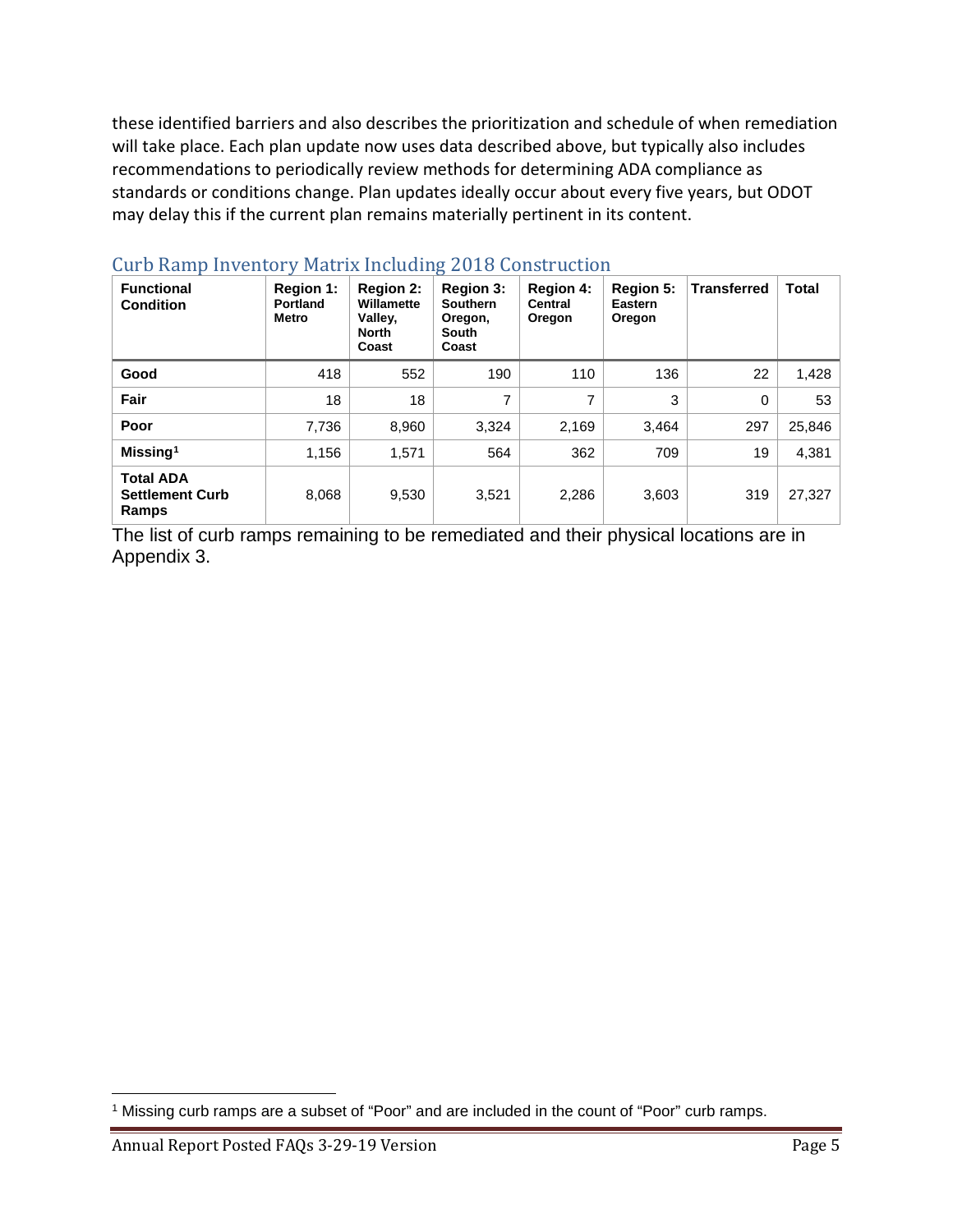these identified barriers and also describes the prioritization and schedule of when remediation will take place. Each plan update now uses data described above, but typically also includes recommendations to periodically review methods for determining ADA compliance as standards or conditions change. Plan updates ideally occur about every five years, but ODOT may delay this if the current plan remains materially pertinent in its content.

## Curb Ramp Inventory Matrix Including 2018 Construction

| Functional Condition | Region 1: Portland Metro | Region 2: Willamette Valley, North Coast | Region 3: Southern Oregon, South Coast | Region 4: Central Oregon | Region 5: Eastern Oregon | Transferred | Total |
|---|---|---|---|---|---|---|---|
| **Good** | 418 | 552 | 190 | 110 | 136 | 22 | 1,428 |
| **Fair** | 18 | 18 | 7 | 7 | 3 | 0 | 53 |
| **Poor** | 7,736 | 8,960 | 3,324 | 2,169 | 3,464 | 297 | 25,846 |
| **Missing**[1] | 1,156 | 1,571 | 564 | 362 | 709 | 19 | 4,381 |
| **Total ADA Settlement Curb Ramps** | 8,068 | 9,530 | 3,521 | 2,286 | 3,603 | 319 | 27,327 |

The list of curb ramps remaining to be remediated and their physical locations are in Appendix 3.

[1] Missing curb ramps are a subset of "Poor" and are included in the count of "Poor" curb ramps.